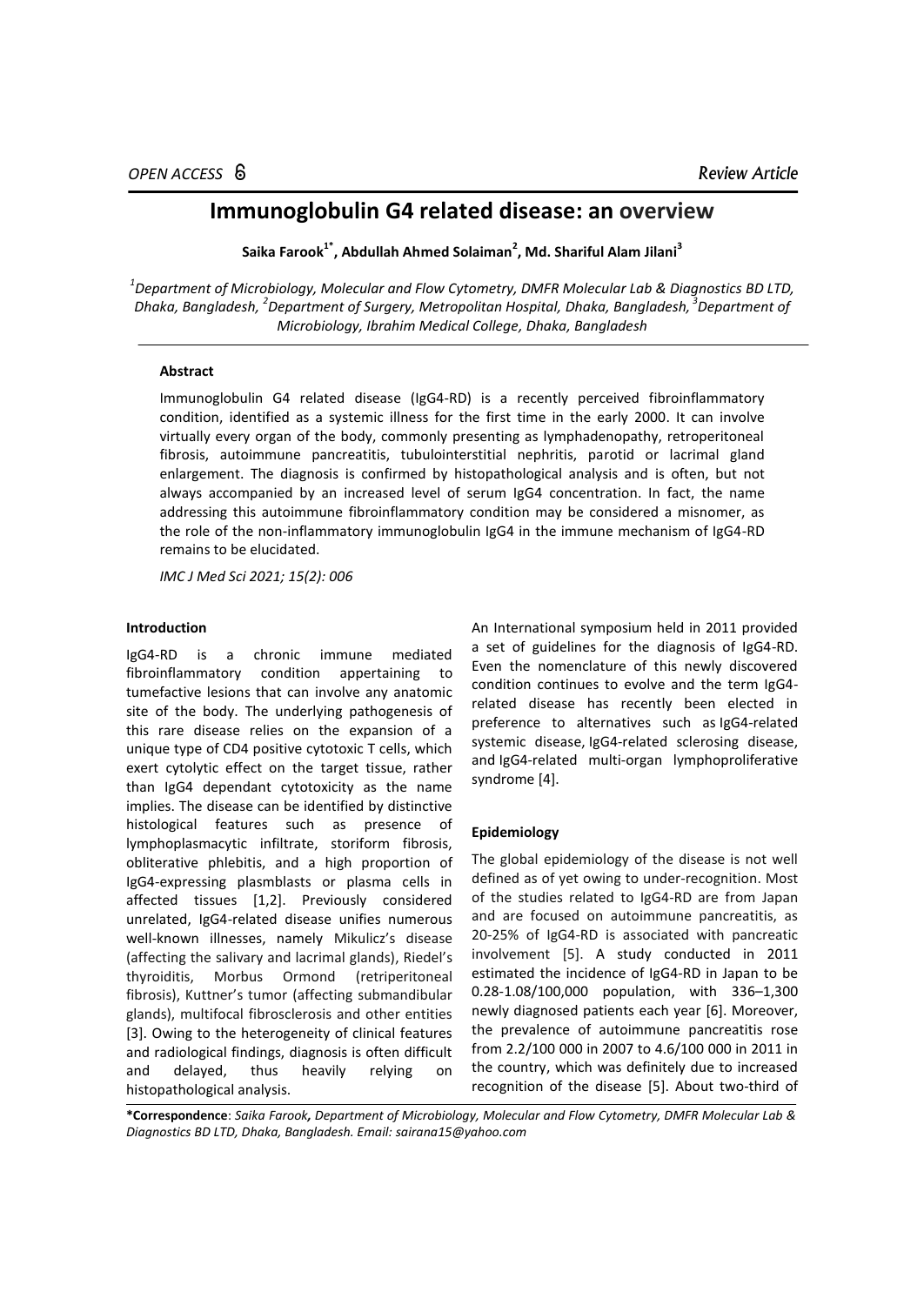OPEN ACCESS Review Article

# Immunoglobulin G4 related disease: an overview

**Saika Farook[1*], Abdullah Ahmed Solaiman[2], Md. Shariful Alam Jilani[3]**

*[1]Department of Microbiology, Molecular and Flow Cytometry, DMFR Molecular Lab & Diagnostics BD LTD, Dhaka, Bangladesh, [2]Department of Surgery, Metropolitan Hospital, Dhaka, Bangladesh, [3]Department of Microbiology, Ibrahim Medical College, Dhaka, Bangladesh*

### Abstract

Immunoglobulin G4 related disease (IgG4-RD) is a recently perceived fibroinflammatory condition, identified as a systemic illness for the first time in the early 2000. It can involve virtually every organ of the body, commonly presenting as lymphadenopathy, retroperitoneal fibrosis, autoimmune pancreatitis, tubulointerstitial nephritis, parotid or lacrimal gland enlargement. The diagnosis is confirmed by histopathological analysis and is often, but not always accompanied by an increased level of serum IgG4 concentration. In fact, the name addressing this autoimmune fibroinflammatory condition may be considered a misnomer, as the role of the non-inflammatory immunoglobulin IgG4 in the immune mechanism of IgG4-RD remains to be elucidated.

*IMC J Med Sci 2021; 15(2): 006*

### Introduction

IgG4-RD is a chronic immune mediated fibroinflammatory condition appertaining to tumefactive lesions that can involve any anatomic site of the body. The underlying pathogenesis of this rare disease relies on the expansion of a unique type of CD4 positive cytotoxic T cells, which exert cytolytic effect on the target tissue, rather than IgG4 dependant cytotoxicity as the name implies. The disease can be identified by distinctive histological features such as presence of lymphoplasmacytic infiltrate, storiform fibrosis, obliterative phlebitis, and a high proportion of IgG4-expressing plasmblasts or plasma cells in affected tissues [1,2]. Previously considered unrelated, IgG4-related disease unifies numerous well-known illnesses, namely Mikulicz's disease (affecting the salivary and lacrimal glands), Riedel's thyroiditis, Morbus Ormond (retriperitoneal fibrosis), Kuttner's tumor (affecting submandibular glands), multifocal fibrosclerosis and other entities [3]. Owing to the heterogeneity of clinical features and radiological findings, diagnosis is often difficult and delayed, thus heavily relying on histopathological analysis.

An International symposium held in 2011 provided a set of guidelines for the diagnosis of IgG4-RD. Even the nomenclature of this newly discovered condition continues to evolve and the term IgG4-related disease has recently been elected in preference to alternatives such as IgG4-related systemic disease, IgG4-related sclerosing disease, and IgG4-related multi-organ lymphoproliferative syndrome [4].

### Epidemiology

The global epidemiology of the disease is not well defined as of yet owing to under-recognition. Most of the studies related to IgG4-RD are from Japan and are focused on autoimmune pancreatitis, as 20-25% of IgG4-RD is associated with pancreatic involvement [5]. A study conducted in 2011 estimated the incidence of IgG4-RD in Japan to be 0.28-1.08/100,000 population, with 336–1,300 newly diagnosed patients each year [6]. Moreover, the prevalence of autoimmune pancreatitis rose from 2.2/100 000 in 2007 to 4.6/100 000 in 2011 in the country, which was definitely due to increased recognition of the disease [5]. About two-third of

**\*Correspondence**: *Saika Farook, Department of Microbiology, Molecular and Flow Cytometry, DMFR Molecular Lab & Diagnostics BD LTD, Dhaka, Bangladesh. Email: sairana15@yahoo.com*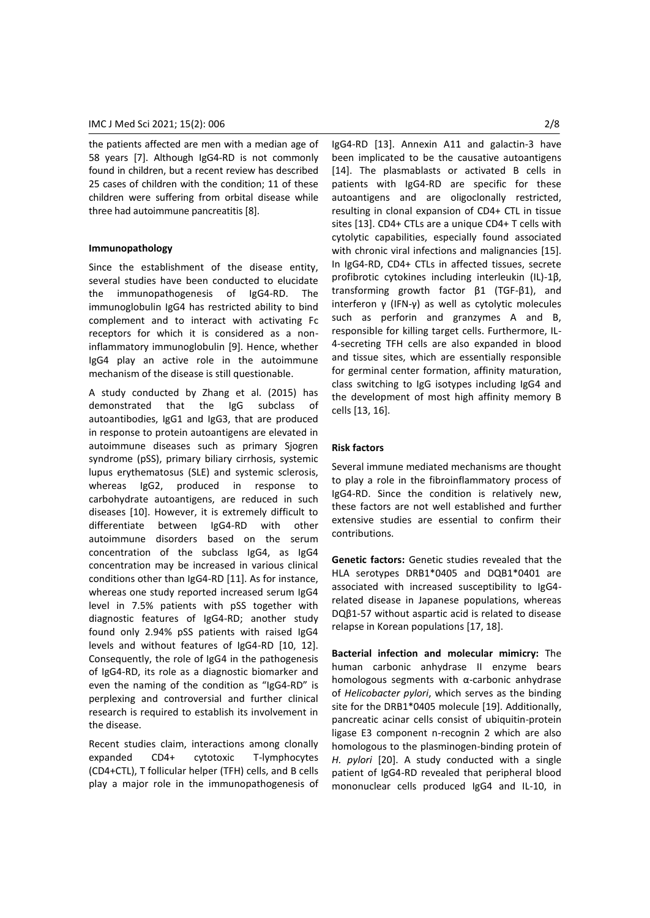the patients affected are men with a median age of 58 years [7]. Although IgG4-RD is not commonly found in children, but a recent review has described 25 cases of children with the condition; 11 of these children were suffering from orbital disease while three had autoimmune pancreatitis [8].

**Immunopathology**

Since the establishment of the disease entity, several studies have been conducted to elucidate the immunopathogenesis of IgG4-RD. The immunoglobulin IgG4 has restricted ability to bind complement and to interact with activating Fc receptors for which it is considered as a non-inflammatory immunoglobulin [9]. Hence, whether IgG4 play an active role in the autoimmune mechanism of the disease is still questionable.

A study conducted by Zhang et al. (2015) has demonstrated that the IgG subclass of autoantibodies, IgG1 and IgG3, that are produced in response to protein autoantigens are elevated in autoimmune diseases such as primary Sjogren syndrome (pSS), primary biliary cirrhosis, systemic lupus erythematosus (SLE) and systemic sclerosis, whereas IgG2, produced in response to carbohydrate autoantigens, are reduced in such diseases [10]. However, it is extremely difficult to differentiate between IgG4-RD with other autoimmune disorders based on the serum concentration of the subclass IgG4, as IgG4 concentration may be increased in various clinical conditions other than IgG4-RD [11]. As for instance, whereas one study reported increased serum IgG4 level in 7.5% patients with pSS together with diagnostic features of IgG4-RD; another study found only 2.94% pSS patients with raised IgG4 levels and without features of IgG4-RD [10, 12]. Consequently, the role of IgG4 in the pathogenesis of IgG4-RD, its role as a diagnostic biomarker and even the naming of the condition as "IgG4-RD" is perplexing and controversial and further clinical research is required to establish its involvement in the disease.

Recent studies claim, interactions among clonally expanded CD4+ cytotoxic T-lymphocytes (CD4+CTL), T follicular helper (TFH) cells, and B cells play a major role in the immunopathogenesis of IgG4-RD [13]. Annexin A11 and galactin-3 have been implicated to be the causative autoantigens [14]. The plasmablasts or activated B cells in patients with IgG4-RD are specific for these autoantigens and are oligoclonally restricted, resulting in clonal expansion of CD4+ CTL in tissue sites [13]. CD4+ CTLs are a unique CD4+ T cells with cytolytic capabilities, especially found associated with chronic viral infections and malignancies [15]. In IgG4-RD, CD4+ CTLs in affected tissues, secrete profibrotic cytokines including interleukin (IL)-1β, transforming growth factor β1 (TGF-β1), and interferon γ (IFN-γ) as well as cytolytic molecules such as perforin and granzymes A and B, responsible for killing target cells. Furthermore, IL-4-secreting TFH cells are also expanded in blood and tissue sites, which are essentially responsible for germinal center formation, affinity maturation, class switching to IgG isotypes including IgG4 and the development of most high affinity memory B cells [13, 16].

**Risk factors**

Several immune mediated mechanisms are thought to play a role in the fibroinflammatory process of IgG4-RD. Since the condition is relatively new, these factors are not well established and further extensive studies are essential to confirm their contributions.

**Genetic factors:** Genetic studies revealed that the HLA serotypes DRB1*0405 and DQB1*0401 are associated with increased susceptibility to IgG4-related disease in Japanese populations, whereas DQβ1-57 without aspartic acid is related to disease relapse in Korean populations [17, 18].

**Bacterial infection and molecular mimicry:** The human carbonic anhydrase II enzyme bears homologous segments with α-carbonic anhydrase of *Helicobacter pylori*, which serves as the binding site for the DRB1*0405 molecule [19]. Additionally, pancreatic acinar cells consist of ubiquitin-protein ligase E3 component n-recognin 2 which are also homologous to the plasminogen-binding protein of *H. pylori* [20]. A study conducted with a single patient of IgG4-RD revealed that peripheral blood mononuclear cells produced IgG4 and IL-10, in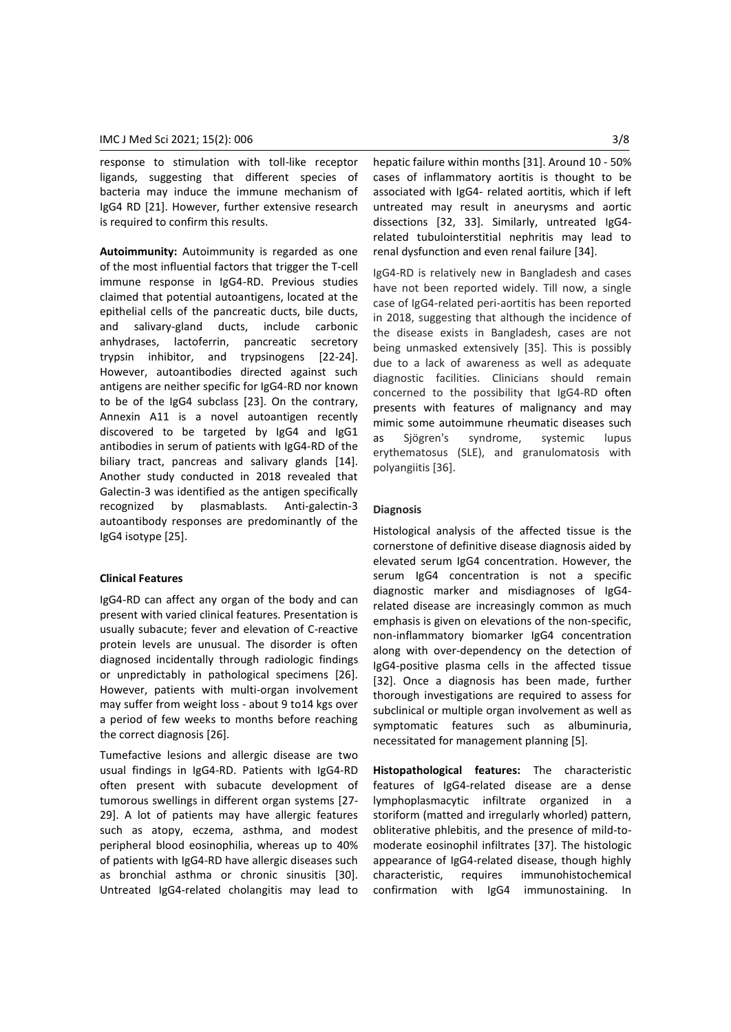response to stimulation with toll-like receptor ligands, suggesting that different species of bacteria may induce the immune mechanism of IgG4 RD [21]. However, further extensive research is required to confirm this results.

**Autoimmunity:** Autoimmunity is regarded as one of the most influential factors that trigger the T-cell immune response in IgG4-RD. Previous studies claimed that potential autoantigens, located at the epithelial cells of the pancreatic ducts, bile ducts, and salivary-gland ducts, include carbonic anhydrases, lactoferrin, pancreatic secretory trypsin inhibitor, and trypsinogens [22-24]. However, autoantibodies directed against such antigens are neither specific for IgG4-RD nor known to be of the IgG4 subclass [23]. On the contrary, Annexin A11 is a novel autoantigen recently discovered to be targeted by IgG4 and IgG1 antibodies in serum of patients with IgG4-RD of the biliary tract, pancreas and salivary glands [14]. Another study conducted in 2018 revealed that Galectin-3 was identified as the antigen specifically recognized by plasmablasts. Anti-galectin-3 autoantibody responses are predominantly of the IgG4 isotype [25].

### Clinical Features

IgG4-RD can affect any organ of the body and can present with varied clinical features. Presentation is usually subacute; fever and elevation of C-reactive protein levels are unusual. The disorder is often diagnosed incidentally through radiologic findings or unpredictably in pathological specimens [26]. However, patients with multi-organ involvement may suffer from weight loss - about 9 to14 kgs over a period of few weeks to months before reaching the correct diagnosis [26].

Tumefactive lesions and allergic disease are two usual findings in IgG4-RD. Patients with IgG4-RD often present with subacute development of tumorous swellings in different organ systems [27-29]. A lot of patients may have allergic features such as atopy, eczema, asthma, and modest peripheral blood eosinophilia, whereas up to 40% of patients with IgG4-RD have allergic diseases such as bronchial asthma or chronic sinusitis [30]. Untreated IgG4-related cholangitis may lead to hepatic failure within months [31]. Around 10 - 50% cases of inflammatory aortitis is thought to be associated with IgG4- related aortitis, which if left untreated may result in aneurysms and aortic dissections [32, 33]. Similarly, untreated IgG4-related tubulointerstitial nephritis may lead to renal dysfunction and even renal failure [34].

IgG4-RD is relatively new in Bangladesh and cases have not been reported widely. Till now, a single case of IgG4-related peri-aortitis has been reported in 2018, suggesting that although the incidence of the disease exists in Bangladesh, cases are not being unmasked extensively [35]. This is possibly due to a lack of awareness as well as adequate diagnostic facilities. Clinicians should remain concerned to the possibility that IgG4-RD often presents with features of malignancy and may mimic some autoimmune rheumatic diseases such as Sjögren's syndrome, systemic lupus erythematosus (SLE), and granulomatosis with polyangiitis [36].

### Diagnosis

Histological analysis of the affected tissue is the cornerstone of definitive disease diagnosis aided by elevated serum IgG4 concentration. However, the serum IgG4 concentration is not a specific diagnostic marker and misdiagnoses of IgG4-related disease are increasingly common as much emphasis is given on elevations of the non-specific, non-inflammatory biomarker IgG4 concentration along with over-dependency on the detection of IgG4-positive plasma cells in the affected tissue [32]. Once a diagnosis has been made, further thorough investigations are required to assess for subclinical or multiple organ involvement as well as symptomatic features such as albuminuria, necessitated for management planning [5].

**Histopathological features:** The characteristic features of IgG4-related disease are a dense lymphoplasmacytic infiltrate organized in a storiform (matted and irregularly whorled) pattern, obliterative phlebitis, and the presence of mild-to-moderate eosinophil infiltrates [37]. The histologic appearance of IgG4-related disease, though highly characteristic, requires immunohistochemical confirmation with IgG4 immunostaining. In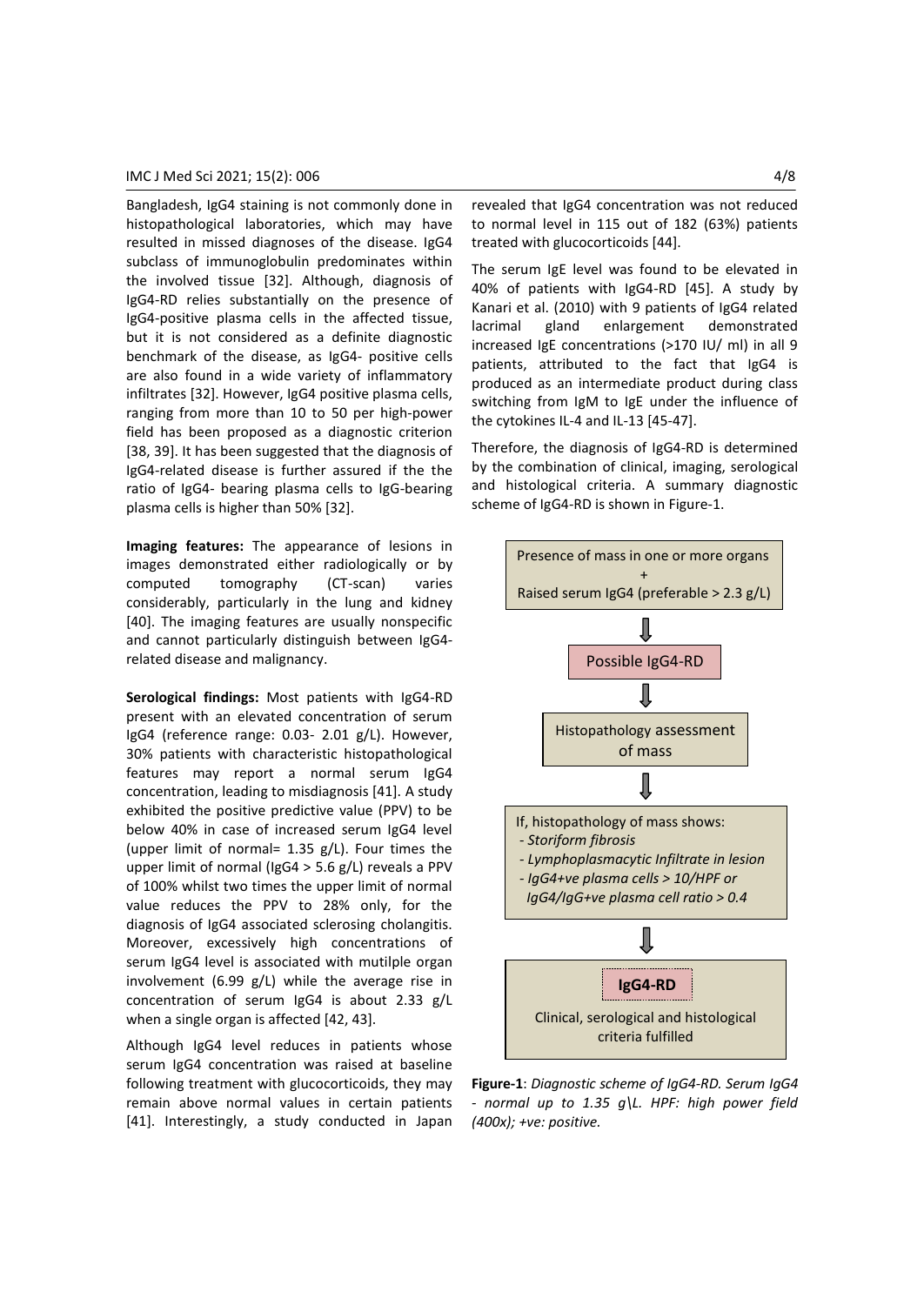Bangladesh, IgG4 staining is not commonly done in histopathological laboratories, which may have resulted in missed diagnoses of the disease. IgG4 subclass of immunoglobulin predominates within the involved tissue [32]. Although, diagnosis of IgG4-RD relies substantially on the presence of IgG4-positive plasma cells in the affected tissue, but it is not considered as a definite diagnostic benchmark of the disease, as IgG4- positive cells are also found in a wide variety of inflammatory infiltrates [32]. However, IgG4 positive plasma cells, ranging from more than 10 to 50 per high-power field has been proposed as a diagnostic criterion [38, 39]. It has been suggested that the diagnosis of IgG4-related disease is further assured if the the ratio of IgG4- bearing plasma cells to IgG-bearing plasma cells is higher than 50% [32].

**Imaging features:** The appearance of lesions in images demonstrated either radiologically or by computed tomography (CT-scan) varies considerably, particularly in the lung and kidney [40]. The imaging features are usually nonspecific and cannot particularly distinguish between IgG4-related disease and malignancy.

**Serological findings:** Most patients with IgG4-RD present with an elevated concentration of serum IgG4 (reference range: 0.03- 2.01 g/L). However, 30% patients with characteristic histopathological features may report a normal serum IgG4 concentration, leading to misdiagnosis [41]. A study exhibited the positive predictive value (PPV) to be below 40% in case of increased serum IgG4 level (upper limit of normal= 1.35 g/L). Four times the upper limit of normal (IgG4 > 5.6 g/L) reveals a PPV of 100% whilst two times the upper limit of normal value reduces the PPV to 28% only, for the diagnosis of IgG4 associated sclerosing cholangitis. Moreover, excessively high concentrations of serum IgG4 level is associated with mutilple organ involvement (6.99 g/L) while the average rise in concentration of serum IgG4 is about 2.33 g/L when a single organ is affected [42, 43].

Although IgG4 level reduces in patients whose serum IgG4 concentration was raised at baseline following treatment with glucocorticoids, they may remain above normal values in certain patients [41]. Interestingly, a study conducted in Japan revealed that IgG4 concentration was not reduced to normal level in 115 out of 182 (63%) patients treated with glucocorticoids [44].

The serum IgE level was found to be elevated in 40% of patients with IgG4-RD [45]. A study by Kanari et al. (2010) with 9 patients of IgG4 related lacrimal gland enlargement demonstrated increased IgE concentrations (>170 IU/ ml) in all 9 patients, attributed to the fact that IgG4 is produced as an intermediate product during class switching from IgM to IgE under the influence of the cytokines IL-4 and IL-13 [45-47].

Therefore, the diagnosis of IgG4-RD is determined by the combination of clinical, imaging, serological and histological criteria. A summary diagnostic scheme of IgG4-RD is shown in Figure-1.

Presence of mass in one or more organs
+
Raised serum IgG4 (preferable > 2.3 g/L)

Possible IgG4-RD

Histopathology assessment of mass

If, histopathology of mass shows:
- *Storiform fibrosis*
- *Lymphoplasmacytic Infiltrate in lesion*
- *IgG4+ve plasma cells > 10/HPF or IgG4/IgG+ve plasma cell ratio > 0.4*

**IgG4-RD**

Clinical, serological and histological criteria fulfilled

**Figure-1**: *Diagnostic scheme of IgG4-RD. Serum IgG4 - normal up to 1.35 g\L. HPF: high power field (400x); +ve: positive.*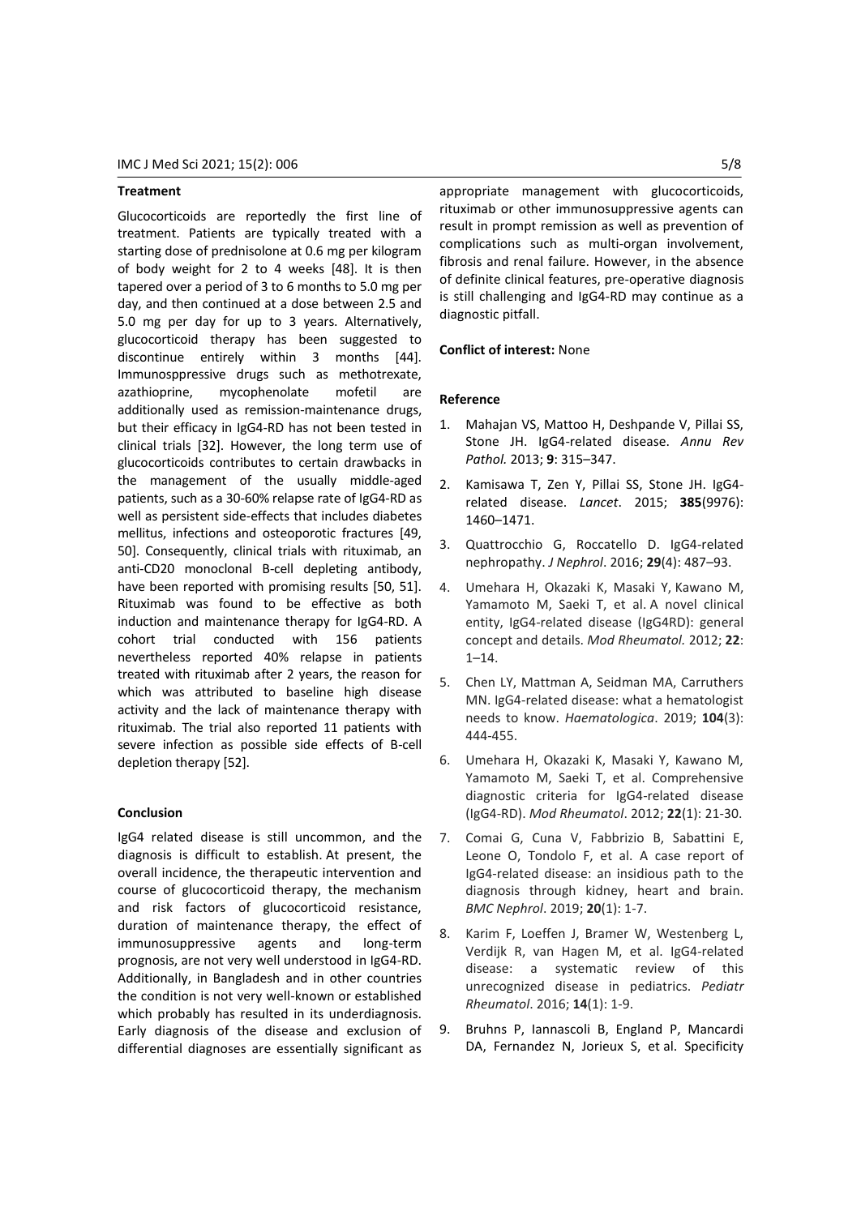### Treatment

Glucocorticoids are reportedly the first line of treatment. Patients are typically treated with a starting dose of prednisolone at 0.6 mg per kilogram of body weight for 2 to 4 weeks [48]. It is then tapered over a period of 3 to 6 months to 5.0 mg per day, and then continued at a dose between 2.5 and 5.0 mg per day for up to 3 years. Alternatively, glucocorticoid therapy has been suggested to discontinue entirely within 3 months [44]. Immunosppressive drugs such as methotrexate, azathioprine, mycophenolate mofetil are additionally used as remission-maintenance drugs, but their efficacy in IgG4-RD has not been tested in clinical trials [32]. However, the long term use of glucocorticoids contributes to certain drawbacks in the management of the usually middle-aged patients, such as a 30-60% relapse rate of IgG4-RD as well as persistent side-effects that includes diabetes mellitus, infections and osteoporotic fractures [49, 50]. Consequently, clinical trials with rituximab, an anti-CD20 monoclonal B-cell depleting antibody, have been reported with promising results [50, 51]. Rituximab was found to be effective as both induction and maintenance therapy for IgG4-RD. A cohort trial conducted with 156 patients nevertheless reported 40% relapse in patients treated with rituximab after 2 years, the reason for which was attributed to baseline high disease activity and the lack of maintenance therapy with rituximab. The trial also reported 11 patients with severe infection as possible side effects of B-cell depletion therapy [52].

### Conclusion

IgG4 related disease is still uncommon, and the diagnosis is difficult to establish. At present, the overall incidence, the therapeutic intervention and course of glucocorticoid therapy, the mechanism and risk factors of glucocorticoid resistance, duration of maintenance therapy, the effect of immunosuppressive agents and long-term prognosis, are not very well understood in IgG4-RD. Additionally, in Bangladesh and in other countries the condition is not very well-known or established which probably has resulted in its underdiagnosis. Early diagnosis of the disease and exclusion of differential diagnoses are essentially significant as appropriate management with glucocorticoids, rituximab or other immunosuppressive agents can result in prompt remission as well as prevention of complications such as multi-organ involvement, fibrosis and renal failure. However, in the absence of definite clinical features, pre-operative diagnosis is still challenging and IgG4-RD may continue as a diagnostic pitfall.

**Conflict of interest:** None

### Reference

1. Mahajan VS, Mattoo H, Deshpande V, Pillai SS, Stone JH. IgG4-related disease. *Annu Rev Pathol.* 2013; **9**: 315–347.
2. Kamisawa T, Zen Y, Pillai SS, Stone JH. IgG4-related disease. *Lancet*. 2015; **385**(9976): 1460–1471.
3. Quattrocchio G, Roccatello D. IgG4-related nephropathy. *J Nephrol*. 2016; **29**(4): 487–93.
4. Umehara H, Okazaki K, Masaki Y, Kawano M, Yamamoto M, Saeki T, et al. A novel clinical entity, IgG4-related disease (IgG4RD): general concept and details. *Mod Rheumatol.* 2012; **22**: 1–14.
5. Chen LY, Mattman A, Seidman MA, Carruthers MN. IgG4-related disease: what a hematologist needs to know. *Haematologica*. 2019; **104**(3): 444-455.
6. Umehara H, Okazaki K, Masaki Y, Kawano M, Yamamoto M, Saeki T, et al. Comprehensive diagnostic criteria for IgG4-related disease (IgG4-RD). *Mod Rheumatol*. 2012; **22**(1): 21-30.
7. Comai G, Cuna V, Fabbrizio B, Sabattini E, Leone O, Tondolo F, et al. A case report of IgG4-related disease: an insidious path to the diagnosis through kidney, heart and brain. *BMC Nephrol*. 2019; **20**(1): 1-7.
8. Karim F, Loeffen J, Bramer W, Westenberg L, Verdijk R, van Hagen M, et al. IgG4-related disease: a systematic review of this unrecognized disease in pediatrics. *Pediatr Rheumatol*. 2016; **14**(1): 1-9.
9. Bruhns P, Iannascoli B, England P, Mancardi DA, Fernandez N, Jorieux S, et al. Specificity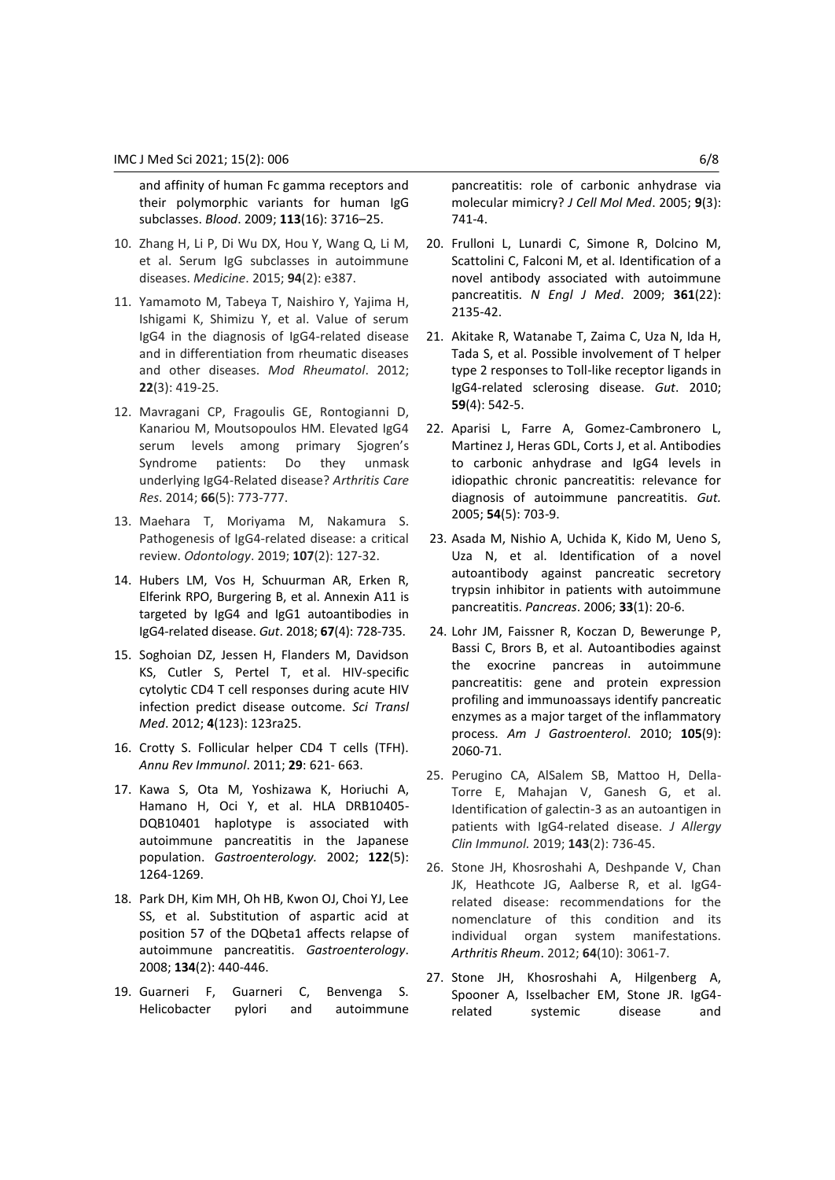and affinity of human Fc gamma receptors and their polymorphic variants for human IgG subclasses. *Blood*. 2009; **113**(16): 3716–25.

10. Zhang H, Li P, Di Wu DX, Hou Y, Wang Q, Li M, et al. Serum IgG subclasses in autoimmune diseases. *Medicine*. 2015; **94**(2): e387.

11. Yamamoto M, Tabeya T, Naishiro Y, Yajima H, Ishigami K, Shimizu Y, et al. Value of serum IgG4 in the diagnosis of IgG4-related disease and in differentiation from rheumatic diseases and other diseases. *Mod Rheumatol*. 2012; **22**(3): 419-25.

12. Mavragani CP, Fragoulis GE, Rontogianni D, Kanariou M, Moutsopoulos HM. Elevated IgG4 serum levels among primary Sjogren's Syndrome patients: Do they unmask underlying IgG4-Related disease? *Arthritis Care Res*. 2014; **66**(5): 773-777.

13. Maehara T, Moriyama M, Nakamura S. Pathogenesis of IgG4-related disease: a critical review. *Odontology*. 2019; **107**(2): 127-32.

14. Hubers LM, Vos H, Schuurman AR, Erken R, Elferink RPO, Burgering B, et al. Annexin A11 is targeted by IgG4 and IgG1 autoantibodies in IgG4-related disease. *Gut*. 2018; **67**(4): 728-735.

15. Soghoian DZ, Jessen H, Flanders M, Davidson KS, Cutler S, Pertel T, et al. HIV-specific cytolytic CD4 T cell responses during acute HIV infection predict disease outcome. *Sci Transl Med*. 2012; **4**(123): 123ra25.

16. Crotty S. Follicular helper CD4 T cells (TFH). *Annu Rev Immunol*. 2011; **29**: 621- 663.

17. Kawa S, Ota M, Yoshizawa K, Horiuchi A, Hamano H, Oci Y, et al. HLA DRB10405-DQB10401 haplotype is associated with autoimmune pancreatitis in the Japanese population. *Gastroenterology.* 2002; **122**(5): 1264-1269.

18. Park DH, Kim MH, Oh HB, Kwon OJ, Choi YJ, Lee SS, et al. Substitution of aspartic acid at position 57 of the DQbeta1 affects relapse of autoimmune pancreatitis. *Gastroenterology*. 2008; **134**(2): 440-446.

19. Guarneri F, Guarneri C, Benvenga S. Helicobacter pylori and autoimmune pancreatitis: role of carbonic anhydrase via molecular mimicry? *J Cell Mol Med*. 2005; **9**(3): 741-4.

20. Frulloni L, Lunardi C, Simone R, Dolcino M, Scattolini C, Falconi M, et al. Identification of a novel antibody associated with autoimmune pancreatitis. *N Engl J Med*. 2009; **361**(22): 2135-42.

21. Akitake R, Watanabe T, Zaima C, Uza N, Ida H, Tada S, et al. Possible involvement of T helper type 2 responses to Toll-like receptor ligands in IgG4-related sclerosing disease. *Gut*. 2010; **59**(4): 542-5.

22. Aparisi L, Farre A, Gomez-Cambronero L, Martinez J, Heras GDL, Corts J, et al. Antibodies to carbonic anhydrase and IgG4 levels in idiopathic chronic pancreatitis: relevance for diagnosis of autoimmune pancreatitis. *Gut.* 2005; **54**(5): 703-9.

23. Asada M, Nishio A, Uchida K, Kido M, Ueno S, Uza N, et al. Identification of a novel autoantibody against pancreatic secretory trypsin inhibitor in patients with autoimmune pancreatitis. *Pancreas*. 2006; **33**(1): 20-6.

24. Lohr JM, Faissner R, Koczan D, Bewerunge P, Bassi C, Brors B, et al. Autoantibodies against the exocrine pancreas in autoimmune pancreatitis: gene and protein expression profiling and immunoassays identify pancreatic enzymes as a major target of the inflammatory process. *Am J Gastroenterol*. 2010; **105**(9): 2060-71.

25. Perugino CA, AlSalem SB, Mattoo H, Della-Torre E, Mahajan V, Ganesh G, et al. Identification of galectin-3 as an autoantigen in patients with IgG4-related disease. *J Allergy Clin Immunol.* 2019; **143**(2): 736-45.

26. Stone JH, Khosroshahi A, Deshpande V, Chan JK, Heathcote JG, Aalberse R, et al. IgG4-related disease: recommendations for the nomenclature of this condition and its individual organ system manifestations. *Arthritis Rheum*. 2012; **64**(10): 3061-7.

27. Stone JH, Khosroshahi A, Hilgenberg A, Spooner A, Isselbacher EM, Stone JR. IgG4-related systemic disease and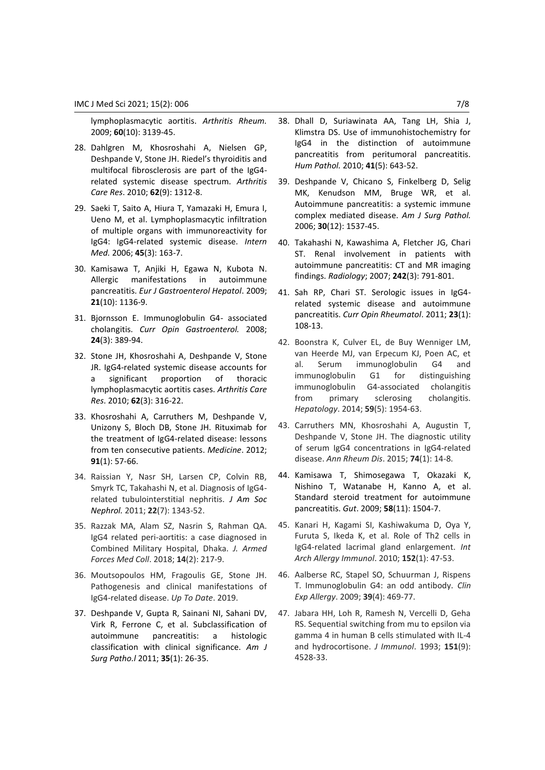lymphoplasmacytic aortitis. *Arthritis Rheum.* 2009; **60**(10): 3139-45.

28. Dahlgren M, Khosroshahi A, Nielsen GP, Deshpande V, Stone JH. Riedel's thyroiditis and multifocal fibrosclerosis are part of the IgG4-related systemic disease spectrum. *Arthritis Care Res*. 2010; **62**(9): 1312-8.

29. Saeki T, Saito A, Hiura T, Yamazaki H, Emura I, Ueno M, et al. Lymphoplasmacytic infiltration of multiple organs with immunoreactivity for IgG4: IgG4-related systemic disease. *Intern Med.* 2006; **45**(3): 163-7.

30. Kamisawa T, Anjiki H, Egawa N, Kubota N. Allergic manifestations in autoimmune pancreatitis. *Eur J Gastroenterol Hepatol*. 2009; **21**(10): 1136-9.

31. Bjornsson E. Immunoglobulin G4- associated cholangitis. *Curr Opin Gastroenterol.* 2008; **24**(3): 389-94.

32. Stone JH, Khosroshahi A, Deshpande V, Stone JR. IgG4-related systemic disease accounts for a significant proportion of thoracic lymphoplasmacytic aortitis cases. *Arthritis Care Res*. 2010; **62**(3): 316-22.

33. Khosroshahi A, Carruthers M, Deshpande V, Unizony S, Bloch DB, Stone JH. Rituximab for the treatment of IgG4-related disease: lessons from ten consecutive patients. *Medicine*. 2012; **91**(1): 57-66.

34. Raissian Y, Nasr SH, Larsen CP, Colvin RB, Smyrk TC, Takahashi N, et al. Diagnosis of IgG4-related tubulointerstitial nephritis. *J Am Soc Nephrol.* 2011; **22**(7): 1343-52.

35. Razzak MA, Alam SZ, Nasrin S, Rahman QA. IgG4 related peri-aortitis: a case diagnosed in Combined Military Hospital, Dhaka. *J. Armed Forces Med Coll*. 2018; **14**(2): 217-9.

36. Moutsopoulos HM, Fragoulis GE, Stone JH. Pathogenesis and clinical manifestations of IgG4-related disease. *Up To Date*. 2019.

37. Deshpande V, Gupta R, Sainani NI, Sahani DV, Virk R, Ferrone C, et al. Subclassification of autoimmune pancreatitis: a histologic classification with clinical significance. *Am J Surg Patho.l* 2011; **35**(1): 26-35.

38. Dhall D, Suriawinata AA, Tang LH, Shia J, Klimstra DS. Use of immunohistochemistry for IgG4 in the distinction of autoimmune pancreatitis from peritumoral pancreatitis. *Hum Pathol.* 2010; **41**(5): 643-52.

39. Deshpande V, Chicano S, Finkelberg D, Selig MK, Kenudson MM, Bruge WR, et al. Autoimmune pancreatitis: a systemic immune complex mediated disease. *Am J Surg Pathol.* 2006; **30**(12): 1537-45.

40. Takahashi N, Kawashima A, Fletcher JG, Chari ST. Renal involvement in patients with autoimmune pancreatitis: CT and MR imaging findings. *Radiology*; 2007; **242**(3): 791-801.

41. Sah RP, Chari ST. Serologic issues in IgG4-related systemic disease and autoimmune pancreatitis. *Curr Opin Rheumatol*. 2011; **23**(1): 108-13.

42. Boonstra K, Culver EL, de Buy Wenniger LM, van Heerde MJ, van Erpecum KJ, Poen AC, et al. Serum immunoglobulin G4 and immunoglobulin G1 for distinguishing immunoglobulin G4-associated cholangitis from primary sclerosing cholangitis. *Hepatology*. 2014; **59**(5): 1954-63.

43. Carruthers MN, Khosroshahi A, Augustin T, Deshpande V, Stone JH. The diagnostic utility of serum IgG4 concentrations in IgG4-related disease. *Ann Rheum Dis*. 2015; **74**(1): 14-8.

44. Kamisawa T, Shimosegawa T, Okazaki K, Nishino T, Watanabe H, Kanno A, et al. Standard steroid treatment for autoimmune pancreatitis. *Gut*. 2009; **58**(11): 1504-7.

45. Kanari H, Kagami SI, Kashiwakuma D, Oya Y, Furuta S, Ikeda K, et al. Role of Th2 cells in IgG4-related lacrimal gland enlargement. *Int Arch Allergy Immunol*. 2010; **152**(1): 47-53.

46. Aalberse RC, Stapel SO, Schuurman J, Rispens T. Immunoglobulin G4: an odd antibody. *Clin Exp Allergy*. 2009; **39**(4): 469-77.

47. Jabara HH, Loh R, Ramesh N, Vercelli D, Geha RS. Sequential switching from mu to epsilon via gamma 4 in human B cells stimulated with IL-4 and hydrocortisone. *J Immunol*. 1993; **151**(9): 4528-33.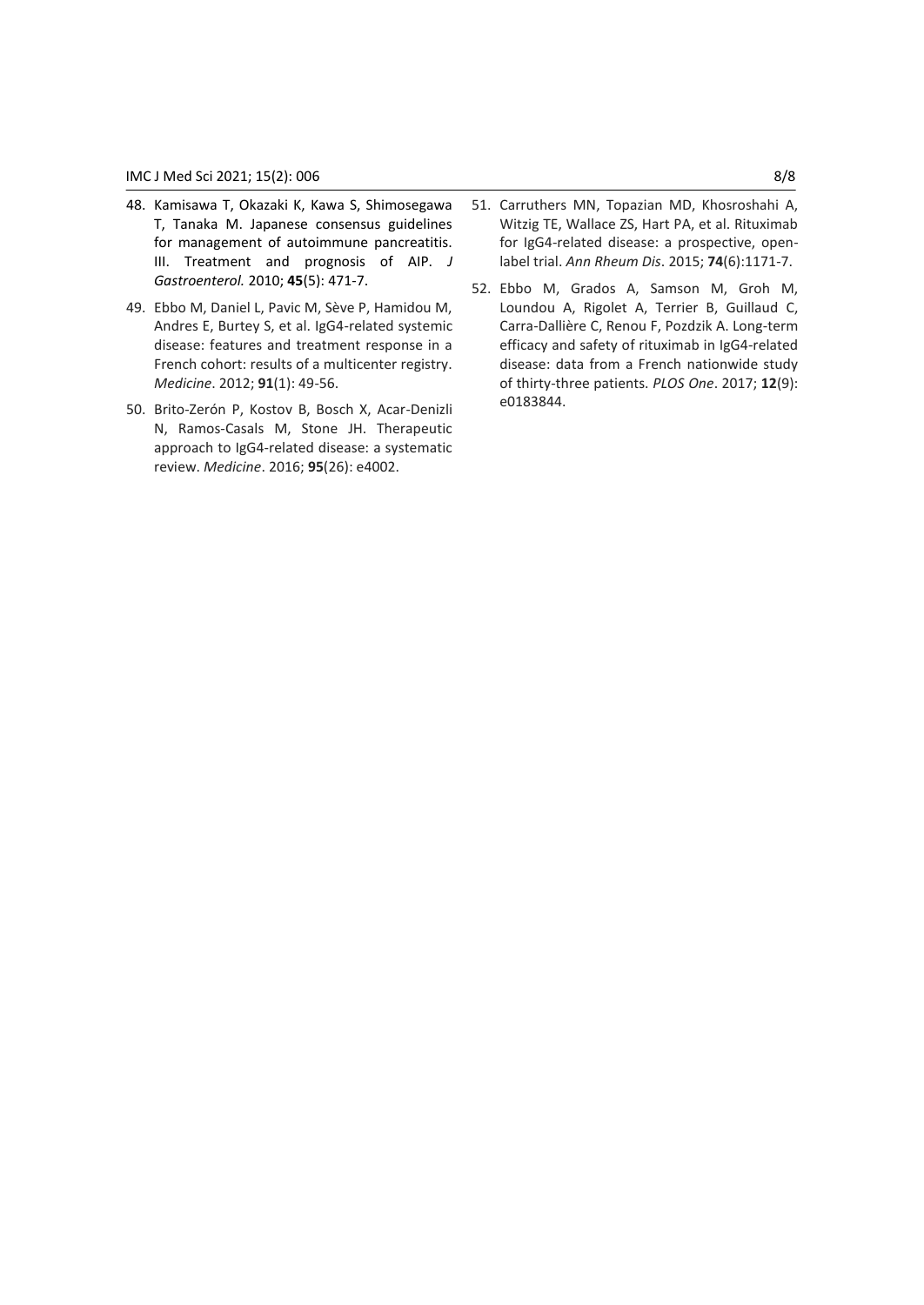48. Kamisawa T, Okazaki K, Kawa S, Shimosegawa T, Tanaka M. Japanese consensus guidelines for management of autoimmune pancreatitis. III. Treatment and prognosis of AIP. *J Gastroenterol.* 2010; **45**(5): 471-7.

49. Ebbo M, Daniel L, Pavic M, Sève P, Hamidou M, Andres E, Burtey S, et al. IgG4-related systemic disease: features and treatment response in a French cohort: results of a multicenter registry. *Medicine*. 2012; **91**(1): 49-56.

50. Brito-Zerón P, Kostov B, Bosch X, Acar-Denizli N, Ramos-Casals M, Stone JH. Therapeutic approach to IgG4-related disease: a systematic review. *Medicine*. 2016; **95**(26): e4002.

51. Carruthers MN, Topazian MD, Khosroshahi A, Witzig TE, Wallace ZS, Hart PA, et al. Rituximab for IgG4-related disease: a prospective, open-label trial. *Ann Rheum Dis*. 2015; **74**(6):1171-7.

52. Ebbo M, Grados A, Samson M, Groh M, Loundou A, Rigolet A, Terrier B, Guillaud C, Carra-Dallière C, Renou F, Pozdzik A. Long-term efficacy and safety of rituximab in IgG4-related disease: data from a French nationwide study of thirty-three patients. *PLOS One*. 2017; **12**(9): e0183844.